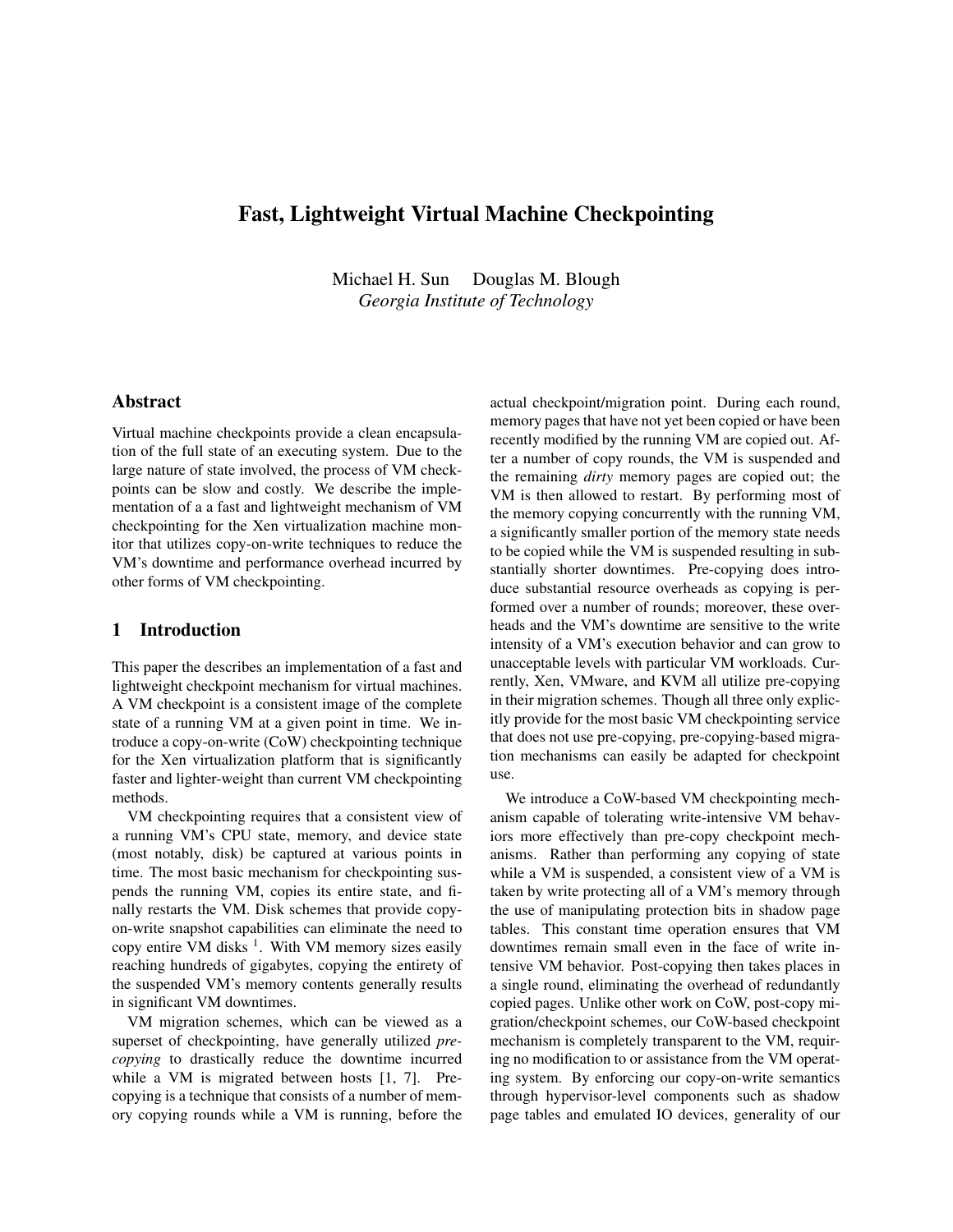# Fast, Lightweight Virtual Machine Checkpointing

Michael H. Sun Douglas M. Blough
*Georgia Institute of Technology*

## Abstract

Virtual machine checkpoints provide a clean encapsulation of the full state of an executing system. Due to the large nature of state involved, the process of VM checkpoints can be slow and costly. We describe the implementation of a a fast and lightweight mechanism of VM checkpointing for the Xen virtualization machine monitor that utilizes copy-on-write techniques to reduce the VM's downtime and performance overhead incurred by other forms of VM checkpointing.

## 1 Introduction

This paper the describes an implementation of a fast and lightweight checkpoint mechanism for virtual machines. A VM checkpoint is a consistent image of the complete state of a running VM at a given point in time. We introduce a copy-on-write (CoW) checkpointing technique for the Xen virtualization platform that is significantly faster and lighter-weight than current VM checkpointing methods.

VM checkpointing requires that a consistent view of a running VM's CPU state, memory, and device state (most notably, disk) be captured at various points in time. The most basic mechanism for checkpointing suspends the running VM, copies its entire state, and finally restarts the VM. Disk schemes that provide copy-on-write snapshot capabilities can eliminate the need to copy entire VM disks [1]. With VM memory sizes easily reaching hundreds of gigabytes, copying the entirety of the suspended VM's memory contents generally results in significant VM downtimes.

VM migration schemes, which can be viewed as a superset of checkpointing, have generally utilized *pre-copying* to drastically reduce the downtime incurred while a VM is migrated between hosts [1, 7]. Pre-copying is a technique that consists of a number of memory copying rounds while a VM is running, before the actual checkpoint/migration point. During each round, memory pages that have not yet been copied or have been recently modified by the running VM are copied out. After a number of copy rounds, the VM is suspended and the remaining *dirty* memory pages are copied out; the VM is then allowed to restart. By performing most of the memory copying concurrently with the running VM, a significantly smaller portion of the memory state needs to be copied while the VM is suspended resulting in substantially shorter downtimes. Pre-copying does introduce substantial resource overheads as copying is performed over a number of rounds; moreover, these overheads and the VM's downtime are sensitive to the write intensity of a VM's execution behavior and can grow to unacceptable levels with particular VM workloads. Currently, Xen, VMware, and KVM all utilize pre-copying in their migration schemes. Though all three only explicitly provide for the most basic VM checkpointing service that does not use pre-copying, pre-copying-based migration mechanisms can easily be adapted for checkpoint use.

We introduce a CoW-based VM checkpointing mechanism capable of tolerating write-intensive VM behaviors more effectively than pre-copy checkpoint mechanisms. Rather than performing any copying of state while a VM is suspended, a consistent view of a VM is taken by write protecting all of a VM's memory through the use of manipulating protection bits in shadow page tables. This constant time operation ensures that VM downtimes remain small even in the face of write intensive VM behavior. Post-copying then takes places in a single round, eliminating the overhead of redundantly copied pages. Unlike other work on CoW, post-copy migration/checkpoint schemes, our CoW-based checkpoint mechanism is completely transparent to the VM, requiring no modification to or assistance from the VM operating system. By enforcing our copy-on-write semantics through hypervisor-level components such as shadow page tables and emulated IO devices, generality of our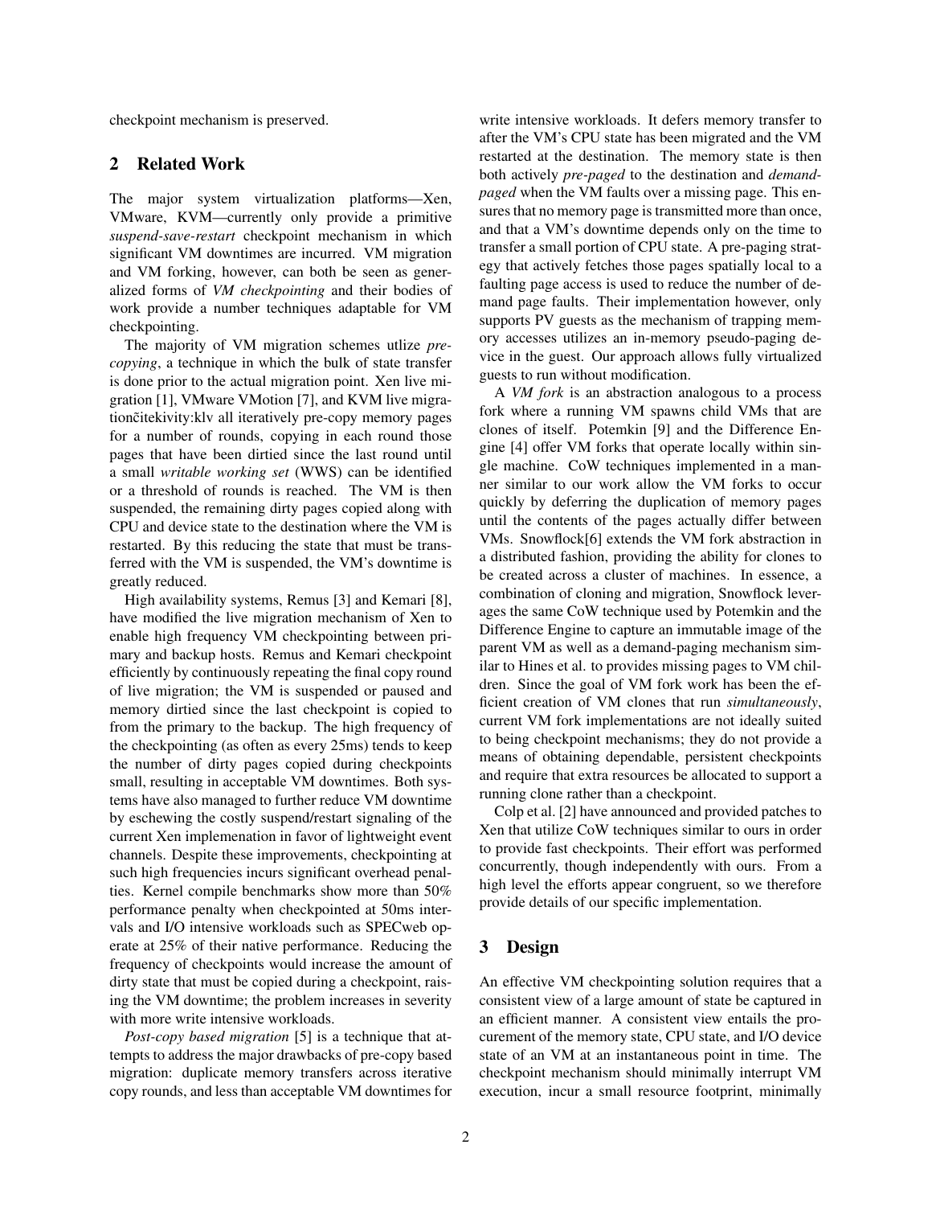checkpoint mechanism is preserved.

## 2 Related Work

The major system virtualization platforms—Xen, VMware, KVM—currently only provide a primitive *suspend-save-restart* checkpoint mechanism in which significant VM downtimes are incurred. VM migration and VM forking, however, can both be seen as generalized forms of *VM checkpointing* and their bodies of work provide a number techniques adaptable for VM checkpointing.

The majority of VM migration schemes utlize *pre-copying*, a technique in which the bulk of state transfer is done prior to the actual migration point. Xen live migration [1], VMware VMotion [7], and KVM live migrationčitekivity:klv all iteratively pre-copy memory pages for a number of rounds, copying in each round those pages that have been dirtied since the last round until a small *writable working set* (WWS) can be identified or a threshold of rounds is reached. The VM is then suspended, the remaining dirty pages copied along with CPU and device state to the destination where the VM is restarted. By this reducing the state that must be transferred with the VM is suspended, the VM's downtime is greatly reduced.

High availability systems, Remus [3] and Kemari [8], have modified the live migration mechanism of Xen to enable high frequency VM checkpointing between primary and backup hosts. Remus and Kemari checkpoint efficiently by continuously repeating the final copy round of live migration; the VM is suspended or paused and memory dirtied since the last checkpoint is copied to from the primary to the backup. The high frequency of the checkpointing (as often as every 25ms) tends to keep the number of dirty pages copied during checkpoints small, resulting in acceptable VM downtimes. Both systems have also managed to further reduce VM downtime by eschewing the costly suspend/restart signaling of the current Xen implemenation in favor of lightweight event channels. Despite these improvements, checkpointing at such high frequencies incurs significant overhead penalties. Kernel compile benchmarks show more than 50% performance penalty when checkpointed at 50ms intervals and I/O intensive workloads such as SPECweb operate at 25% of their native performance. Reducing the frequency of checkpoints would increase the amount of dirty state that must be copied during a checkpoint, raising the VM downtime; the problem increases in severity with more write intensive workloads.

*Post-copy based migration* [5] is a technique that attempts to address the major drawbacks of pre-copy based migration: duplicate memory transfers across iterative copy rounds, and less than acceptable VM downtimes for write intensive workloads. It defers memory transfer to after the VM's CPU state has been migrated and the VM restarted at the destination. The memory state is then both actively *pre-paged* to the destination and *demand-paged* when the VM faults over a missing page. This ensures that no memory page is transmitted more than once, and that a VM's downtime depends only on the time to transfer a small portion of CPU state. A pre-paging strategy that actively fetches those pages spatially local to a faulting page access is used to reduce the number of demand page faults. Their implementation however, only supports PV guests as the mechanism of trapping memory accesses utilizes an in-memory pseudo-paging device in the guest. Our approach allows fully virtualized guests to run without modification.

A *VM fork* is an abstraction analogous to a process fork where a running VM spawns child VMs that are clones of itself. Potemkin [9] and the Difference Engine [4] offer VM forks that operate locally within single machine. CoW techniques implemented in a manner similar to our work allow the VM forks to occur quickly by deferring the duplication of memory pages until the contents of the pages actually differ between VMs. Snowflock[6] extends the VM fork abstraction in a distributed fashion, providing the ability for clones to be created across a cluster of machines. In essence, a combination of cloning and migration, Snowflock leverages the same CoW technique used by Potemkin and the Difference Engine to capture an immutable image of the parent VM as well as a demand-paging mechanism similar to Hines et al. to provides missing pages to VM children. Since the goal of VM fork work has been the efficient creation of VM clones that run *simultaneously*, current VM fork implementations are not ideally suited to being checkpoint mechanisms; they do not provide a means of obtaining dependable, persistent checkpoints and require that extra resources be allocated to support a running clone rather than a checkpoint.

Colp et al. [2] have announced and provided patches to Xen that utilize CoW techniques similar to ours in order to provide fast checkpoints. Their effort was performed concurrently, though independently with ours. From a high level the efforts appear congruent, so we therefore provide details of our specific implementation.

## 3 Design

An effective VM checkpointing solution requires that a consistent view of a large amount of state be captured in an efficient manner. A consistent view entails the procurement of the memory state, CPU state, and I/O device state of an VM at an instantaneous point in time. The checkpoint mechanism should minimally interrupt VM execution, incur a small resource footprint, minimally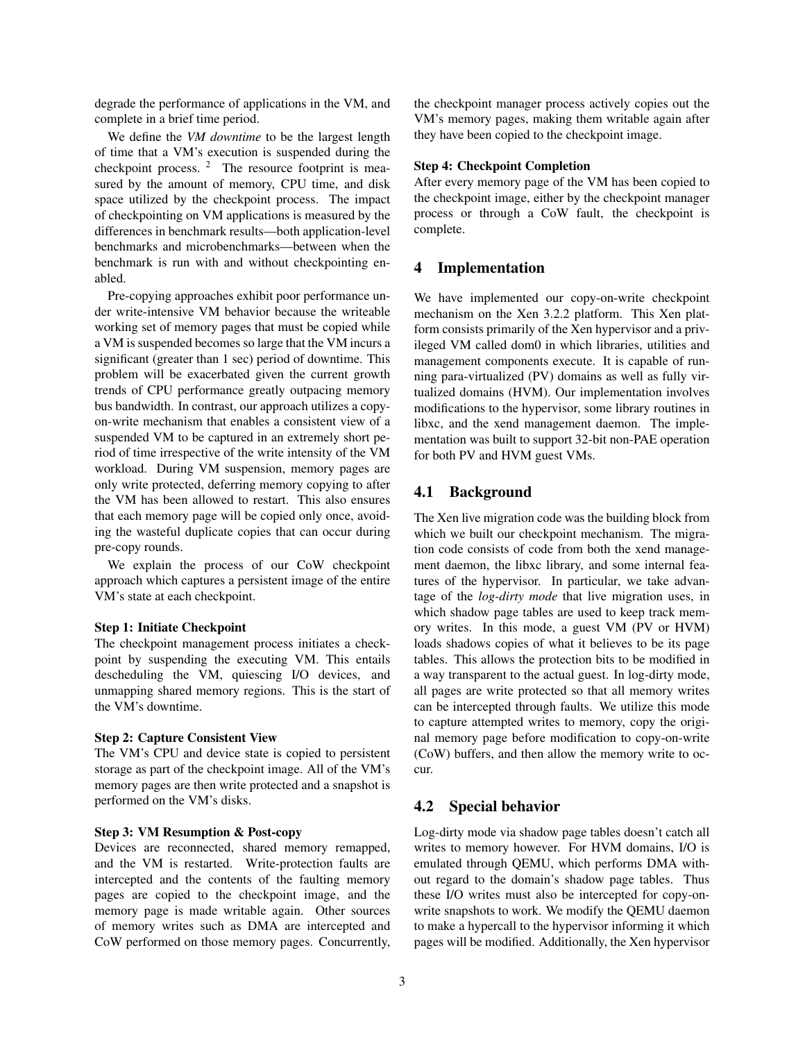degrade the performance of applications in the VM, and complete in a brief time period.

We define the *VM downtime* to be the largest length of time that a VM's execution is suspended during the checkpoint process. [2] The resource footprint is measured by the amount of memory, CPU time, and disk space utilized by the checkpoint process. The impact of checkpointing on VM applications is measured by the differences in benchmark results—both application-level benchmarks and microbenchmarks—between when the benchmark is run with and without checkpointing enabled.

Pre-copying approaches exhibit poor performance under write-intensive VM behavior because the writeable working set of memory pages that must be copied while a VM is suspended becomes so large that the VM incurs a significant (greater than 1 sec) period of downtime. This problem will be exacerbated given the current growth trends of CPU performance greatly outpacing memory bus bandwidth. In contrast, our approach utilizes a copy-on-write mechanism that enables a consistent view of a suspended VM to be captured in an extremely short period of time irrespective of the write intensity of the VM workload. During VM suspension, memory pages are only write protected, deferring memory copying to after the VM has been allowed to restart. This also ensures that each memory page will be copied only once, avoiding the wasteful duplicate copies that can occur during pre-copy rounds.

We explain the process of our CoW checkpoint approach which captures a persistent image of the entire VM's state at each checkpoint.

**Step 1: Initiate Checkpoint**

The checkpoint management process initiates a checkpoint by suspending the executing VM. This entails descheduling the VM, quiescing I/O devices, and unmapping shared memory regions. This is the start of the VM's downtime.

**Step 2: Capture Consistent View**

The VM's CPU and device state is copied to persistent storage as part of the checkpoint image. All of the VM's memory pages are then write protected and a snapshot is performed on the VM's disks.

**Step 3: VM Resumption & Post-copy**

Devices are reconnected, shared memory remapped, and the VM is restarted. Write-protection faults are intercepted and the contents of the faulting memory pages are copied to the checkpoint image, and the memory page is made writable again. Other sources of memory writes such as DMA are intercepted and CoW performed on those memory pages. Concurrently, the checkpoint manager process actively copies out the VM's memory pages, making them writable again after they have been copied to the checkpoint image.

**Step 4: Checkpoint Completion**

After every memory page of the VM has been copied to the checkpoint image, either by the checkpoint manager process or through a CoW fault, the checkpoint is complete.

## 4 Implementation

We have implemented our copy-on-write checkpoint mechanism on the Xen 3.2.2 platform. This Xen platform consists primarily of the Xen hypervisor and a privileged VM called dom0 in which libraries, utilities and management components execute. It is capable of running para-virtualized (PV) domains as well as fully virtualized domains (HVM). Our implementation involves modifications to the hypervisor, some library routines in libxc, and the xend management daemon. The implementation was built to support 32-bit non-PAE operation for both PV and HVM guest VMs.

### 4.1 Background

The Xen live migration code was the building block from which we built our checkpoint mechanism. The migration code consists of code from both the xend management daemon, the libxc library, and some internal features of the hypervisor. In particular, we take advantage of the *log-dirty mode* that live migration uses, in which shadow page tables are used to keep track memory writes. In this mode, a guest VM (PV or HVM) loads shadows copies of what it believes to be its page tables. This allows the protection bits to be modified in a way transparent to the actual guest. In log-dirty mode, all pages are write protected so that all memory writes can be intercepted through faults. We utilize this mode to capture attempted writes to memory, copy the original memory page before modification to copy-on-write (CoW) buffers, and then allow the memory write to occur.

### 4.2 Special behavior

Log-dirty mode via shadow page tables doesn't catch all writes to memory however. For HVM domains, I/O is emulated through QEMU, which performs DMA without regard to the domain's shadow page tables. Thus these I/O writes must also be intercepted for copy-on-write snapshots to work. We modify the QEMU daemon to make a hypercall to the hypervisor informing it which pages will be modified. Additionally, the Xen hypervisor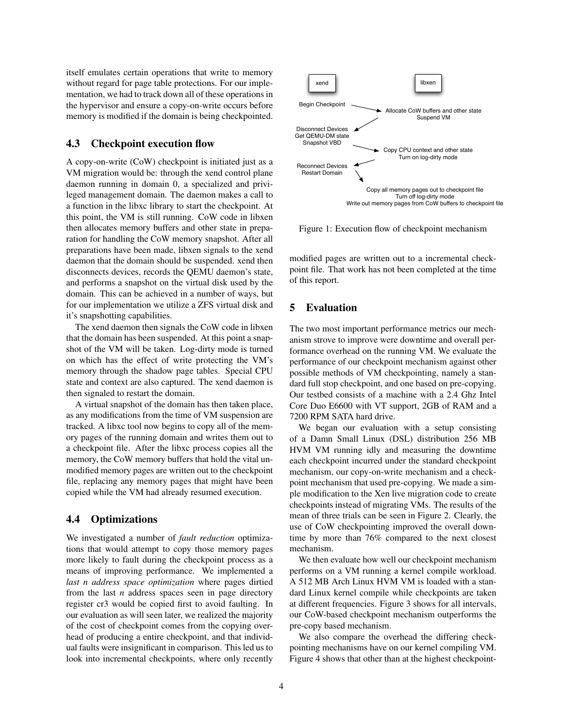itself emulates certain operations that write to memory without regard for page table protections. For our implementation, we had to track down all of these operations in the hypervisor and ensure a copy-on-write occurs before memory is modified if the domain is being checkpointed.

### 4.3 Checkpoint execution flow

A copy-on-write (CoW) checkpoint is initiated just as a VM migration would be: through the xend control plane daemon running in domain 0, a specialized and privileged management domain. The daemon makes a call to a function in the libxc library to start the checkpoint. At this point, the VM is still running. CoW code in libxen then allocates memory buffers and other state in preparation for handling the CoW memory snapshot. After all preparations have been made, libxen signals to the xend daemon that the domain should be suspended. xend then disconnects devices, records the QEMU daemon's state, and performs a snapshot on the virtual disk used by the domain. This can be achieved in a number of ways, but for our implementation we utilize a ZFS virtual disk and it's snapshotting capabilities.

The xend daemon then signals the CoW code in libxen that the domain has been suspended. At this point a snapshot of the VM will be taken. Log-dirty mode is turned on which has the effect of write protecting the VM's memory through the shadow page tables. Special CPU state and context are also captured. The xend daemon is then signaled to restart the domain.

A virtual snapshot of the domain has then taken place, as any modifications from the time of VM suspension are tracked. A libxc tool now begins to copy all of the memory pages of the running domain and writes them out to a checkpoint file. After the libxc process copies all the memory, the CoW memory buffers that hold the vital unmodified memory pages are written out to the checkpoint file, replacing any memory pages that might have been copied while the VM had already resumed execution.

### 4.4 Optimizations

We investigated a number of *fault reduction* optimizations that would attempt to copy those memory pages more likely to fault during the checkpoint process as a means of improving performance. We implemented a *last n address space optimization* where pages dirtied from the last *n* address spaces seen in page directory register cr3 would be copied first to avoid faulting. In our evaluation as will seen later, we realized the majority of the cost of checkpoint comes from the copying overhead of producing a entire checkpoint, and that individual faults were insignificant in comparison. This led us to look into incremental checkpoints, where only recently modified pages are written out to a incremental checkpoint file. That work has not been completed at the time of this report.

| xend | libxen |
|---|---|
| Begin Checkpoint | |
| | Allocate CoW buffers and other state<br>Suspend VM |
| Disconnect Devices<br>Get QEMU-DM state<br>Snapshot VBD | |
| | Copy CPU context and other state<br>Turn on log-dirty mode |
| Reconnect Devices<br>Restart Domain | |
| | Copy all memory pages out to checkpoint file<br>Turn off log-dirty mode<br>Write out memory pages from CoW buffers to checkpoint file |

Figure 1: Execution flow of checkpoint mechanism

## 5 Evaluation

The two most important performance metrics our mechanism strove to improve were downtime and overall performance overhead on the running VM. We evaluate the performance of our checkpoint mechanism against other possible methods of VM checkpointing, namely a standard full stop checkpoint, and one based on pre-copying. Our testbed consists of a machine with a 2.4 Ghz Intel Core Duo E6600 with VT support, 2GB of RAM and a 7200 RPM SATA hard drive.

We began our evaluation with a setup consisting of a Damn Small Linux (DSL) distribution 256 MB HVM VM running idly and measuring the downtime each checkpoint incurred under the standard checkpoint mechanism, our copy-on-write mechanism and a checkpoint mechanism that used pre-copying. We made a simple modification to the Xen live migration code to create checkpoints instead of migrating VMs. The results of the mean of three trials can be seen in Figure 2. Clearly, the use of CoW checkpointing improved the overall downtime by more than 76% compared to the next closest mechanism.

We then evaluate how well our checkpoint mechanism performs on a VM running a kernel compile workload. A 512 MB Arch Linux HVM VM is loaded with a standard Linux kernel compile while checkpoints are taken at different frequencies. Figure 3 shows for all intervals, our CoW-based checkpoint mechanism outperforms the pre-copy based mechanism.

We also compare the overhead the differing checkpointing mechanisms have on our kernel compiling VM. Figure 4 shows that other than at the highest checkpoint-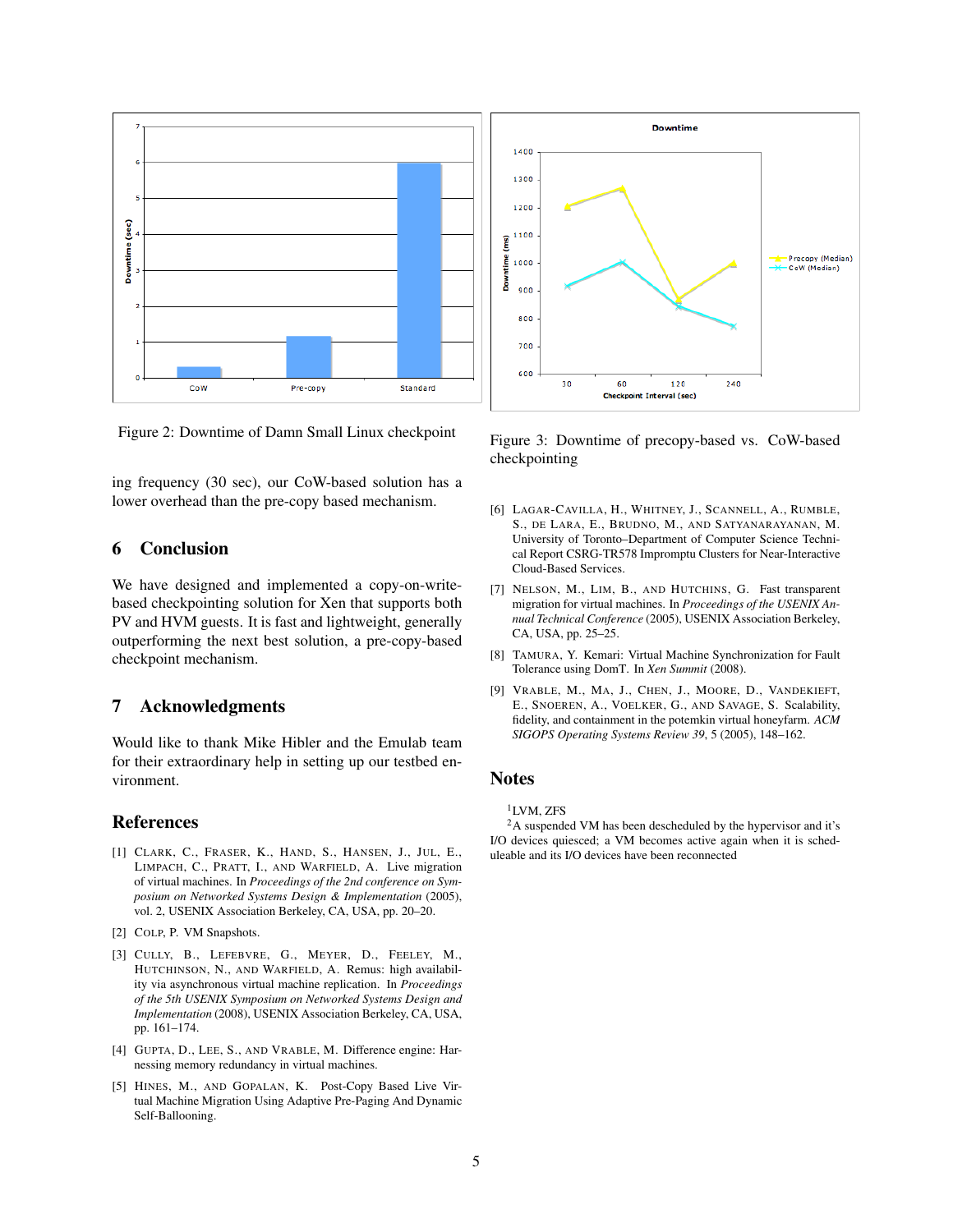Figure 2: Downtime of Damn Small Linux checkpoint

Figure 3: Downtime of precopy-based vs. CoW-based checkpointing

ing frequency (30 sec), our CoW-based solution has a lower overhead than the pre-copy based mechanism.

## 6 Conclusion

We have designed and implemented a copy-on-write-based checkpointing solution for Xen that supports both PV and HVM guests. It is fast and lightweight, generally outperforming the next best solution, a pre-copy-based checkpoint mechanism.

## 7 Acknowledgments

Would like to thank Mike Hibler and the Emulab team for their extraordinary help in setting up our testbed environment.

## References

[1] Clark, C., Fraser, K., Hand, S., Hansen, J., Jul, E., Limpach, C., Pratt, I., and Warfield, A. Live migration of virtual machines. In *Proceedings of the 2nd conference on Symposium on Networked Systems Design & Implementation* (2005), vol. 2, USENIX Association Berkeley, CA, USA, pp. 20–20.

[2] Colp, P. VM Snapshots.

[3] Cully, B., Lefebvre, G., Meyer, D., Feeley, M., Hutchinson, N., and Warfield, A. Remus: high availability via asynchronous virtual machine replication. In *Proceedings of the 5th USENIX Symposium on Networked Systems Design and Implementation* (2008), USENIX Association Berkeley, CA, USA, pp. 161–174.

[4] Gupta, D., Lee, S., and Vrable, M. Difference engine: Harnessing memory redundancy in virtual machines.

[5] Hines, M., and Gopalan, K. Post-Copy Based Live Virtual Machine Migration Using Adaptive Pre-Paging And Dynamic Self-Ballooning.

[6] Lagar-Cavilla, H., Whitney, J., Scannell, A., Rumble, S., de Lara, E., Brudno, M., and Satyanarayanan, M. University of Toronto–Department of Computer Science Technical Report CSRG-TR578 Impromptu Clusters for Near-Interactive Cloud-Based Services.

[7] Nelson, M., Lim, B., and Hutchins, G. Fast transparent migration for virtual machines. In *Proceedings of the USENIX Annual Technical Conference* (2005), USENIX Association Berkeley, CA, USA, pp. 25–25.

[8] Tamura, Y. Kemari: Virtual Machine Synchronization for Fault Tolerance using DomT. In *Xen Summit* (2008).

[9] Vrable, M., Ma, J., Chen, J., Moore, D., Vandekieft, E., Snoeren, A., Voelker, G., and Savage, S. Scalability, fidelity, and containment in the potemkin virtual honeyfarm. *ACM SIGOPS Operating Systems Review 39*, 5 (2005), 148–162.

## Notes

[1] LVM, ZFS

[2] A suspended VM has been descheduled by the hypervisor and it's I/O devices quiesced; a VM becomes active again when it is scheduleable and its I/O devices have been reconnected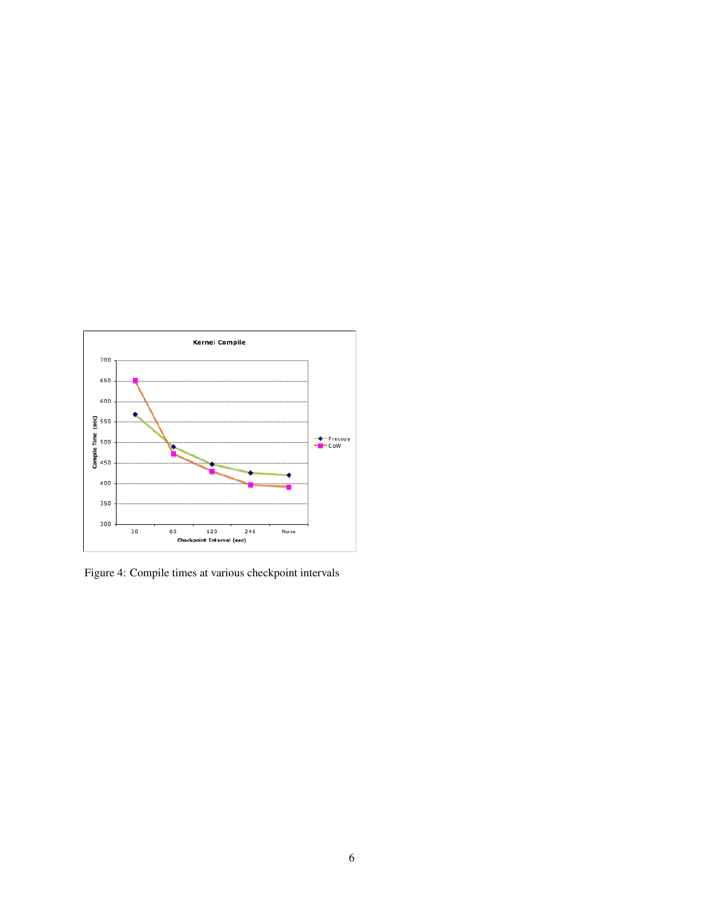Kernel Compile

700
650
600
550
500
450
400
350
300

Compile Time (sec)

30
60
120
240
None

Checkpoint Interval (sec)

Precopy
CoW

Figure 4: Compile times at various checkpoint intervals